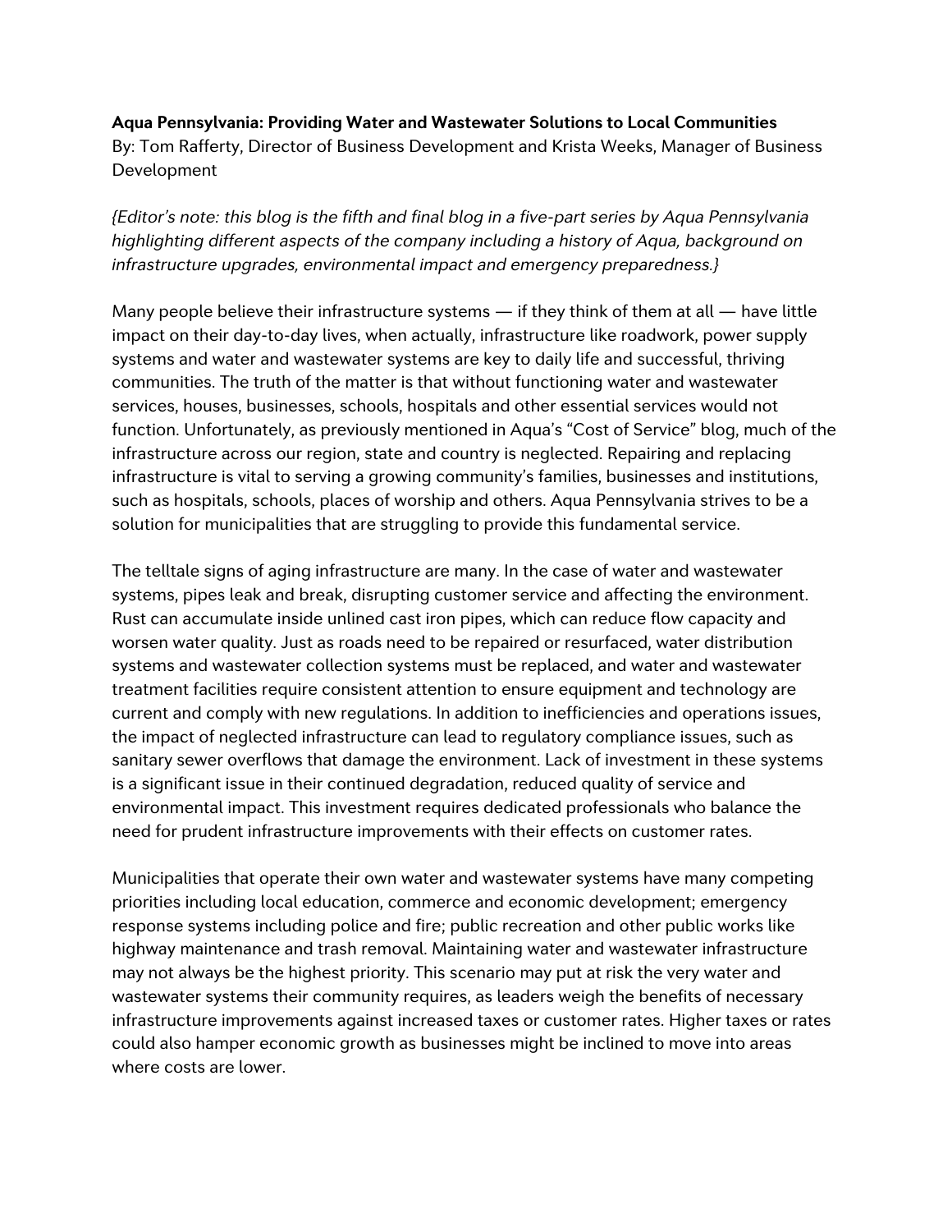**Aqua Pennsylvania: Providing Water and Wastewater Solutions to Local Communities**
By: Tom Rafferty, Director of Business Development and Krista Weeks, Manager of Business Development

*{Editor's note: this blog is the fifth and final blog in a five-part series by Aqua Pennsylvania highlighting different aspects of the company including a history of Aqua, background on infrastructure upgrades, environmental impact and emergency preparedness.}*

Many people believe their infrastructure systems — if they think of them at all — have little impact on their day-to-day lives, when actually, infrastructure like roadwork, power supply systems and water and wastewater systems are key to daily life and successful, thriving communities. The truth of the matter is that without functioning water and wastewater services, houses, businesses, schools, hospitals and other essential services would not function. Unfortunately, as previously mentioned in Aqua's "Cost of Service" blog, much of the infrastructure across our region, state and country is neglected. Repairing and replacing infrastructure is vital to serving a growing community's families, businesses and institutions, such as hospitals, schools, places of worship and others. Aqua Pennsylvania strives to be a solution for municipalities that are struggling to provide this fundamental service.

The telltale signs of aging infrastructure are many. In the case of water and wastewater systems, pipes leak and break, disrupting customer service and affecting the environment. Rust can accumulate inside unlined cast iron pipes, which can reduce flow capacity and worsen water quality. Just as roads need to be repaired or resurfaced, water distribution systems and wastewater collection systems must be replaced, and water and wastewater treatment facilities require consistent attention to ensure equipment and technology are current and comply with new regulations. In addition to inefficiencies and operations issues, the impact of neglected infrastructure can lead to regulatory compliance issues, such as sanitary sewer overflows that damage the environment. Lack of investment in these systems is a significant issue in their continued degradation, reduced quality of service and environmental impact. This investment requires dedicated professionals who balance the need for prudent infrastructure improvements with their effects on customer rates.

Municipalities that operate their own water and wastewater systems have many competing priorities including local education, commerce and economic development; emergency response systems including police and fire; public recreation and other public works like highway maintenance and trash removal. Maintaining water and wastewater infrastructure may not always be the highest priority. This scenario may put at risk the very water and wastewater systems their community requires, as leaders weigh the benefits of necessary infrastructure improvements against increased taxes or customer rates. Higher taxes or rates could also hamper economic growth as businesses might be inclined to move into areas where costs are lower.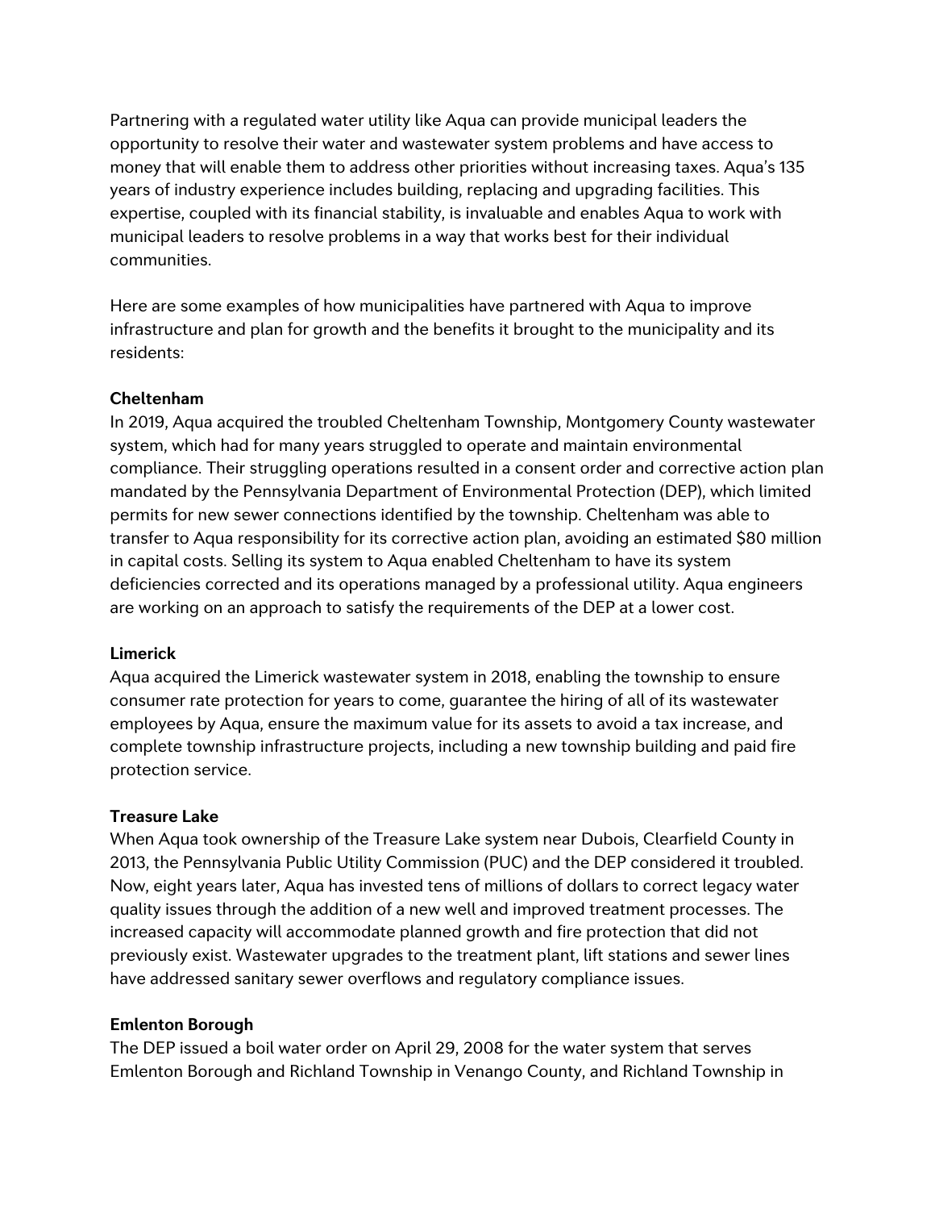Partnering with a regulated water utility like Aqua can provide municipal leaders the opportunity to resolve their water and wastewater system problems and have access to money that will enable them to address other priorities without increasing taxes. Aqua's 135 years of industry experience includes building, replacing and upgrading facilities. This expertise, coupled with its financial stability, is invaluable and enables Aqua to work with municipal leaders to resolve problems in a way that works best for their individual communities.

Here are some examples of how municipalities have partnered with Aqua to improve infrastructure and plan for growth and the benefits it brought to the municipality and its residents:

**Cheltenham**

In 2019, Aqua acquired the troubled Cheltenham Township, Montgomery County wastewater system, which had for many years struggled to operate and maintain environmental compliance. Their struggling operations resulted in a consent order and corrective action plan mandated by the Pennsylvania Department of Environmental Protection (DEP), which limited permits for new sewer connections identified by the township. Cheltenham was able to transfer to Aqua responsibility for its corrective action plan, avoiding an estimated $80 million in capital costs. Selling its system to Aqua enabled Cheltenham to have its system deficiencies corrected and its operations managed by a professional utility. Aqua engineers are working on an approach to satisfy the requirements of the DEP at a lower cost.

**Limerick**

Aqua acquired the Limerick wastewater system in 2018, enabling the township to ensure consumer rate protection for years to come, guarantee the hiring of all of its wastewater employees by Aqua, ensure the maximum value for its assets to avoid a tax increase, and complete township infrastructure projects, including a new township building and paid fire protection service.

**Treasure Lake**

When Aqua took ownership of the Treasure Lake system near Dubois, Clearfield County in 2013, the Pennsylvania Public Utility Commission (PUC) and the DEP considered it troubled. Now, eight years later, Aqua has invested tens of millions of dollars to correct legacy water quality issues through the addition of a new well and improved treatment processes. The increased capacity will accommodate planned growth and fire protection that did not previously exist. Wastewater upgrades to the treatment plant, lift stations and sewer lines have addressed sanitary sewer overflows and regulatory compliance issues.

**Emlenton Borough**

The DEP issued a boil water order on April 29, 2008 for the water system that serves Emlenton Borough and Richland Township in Venango County, and Richland Township in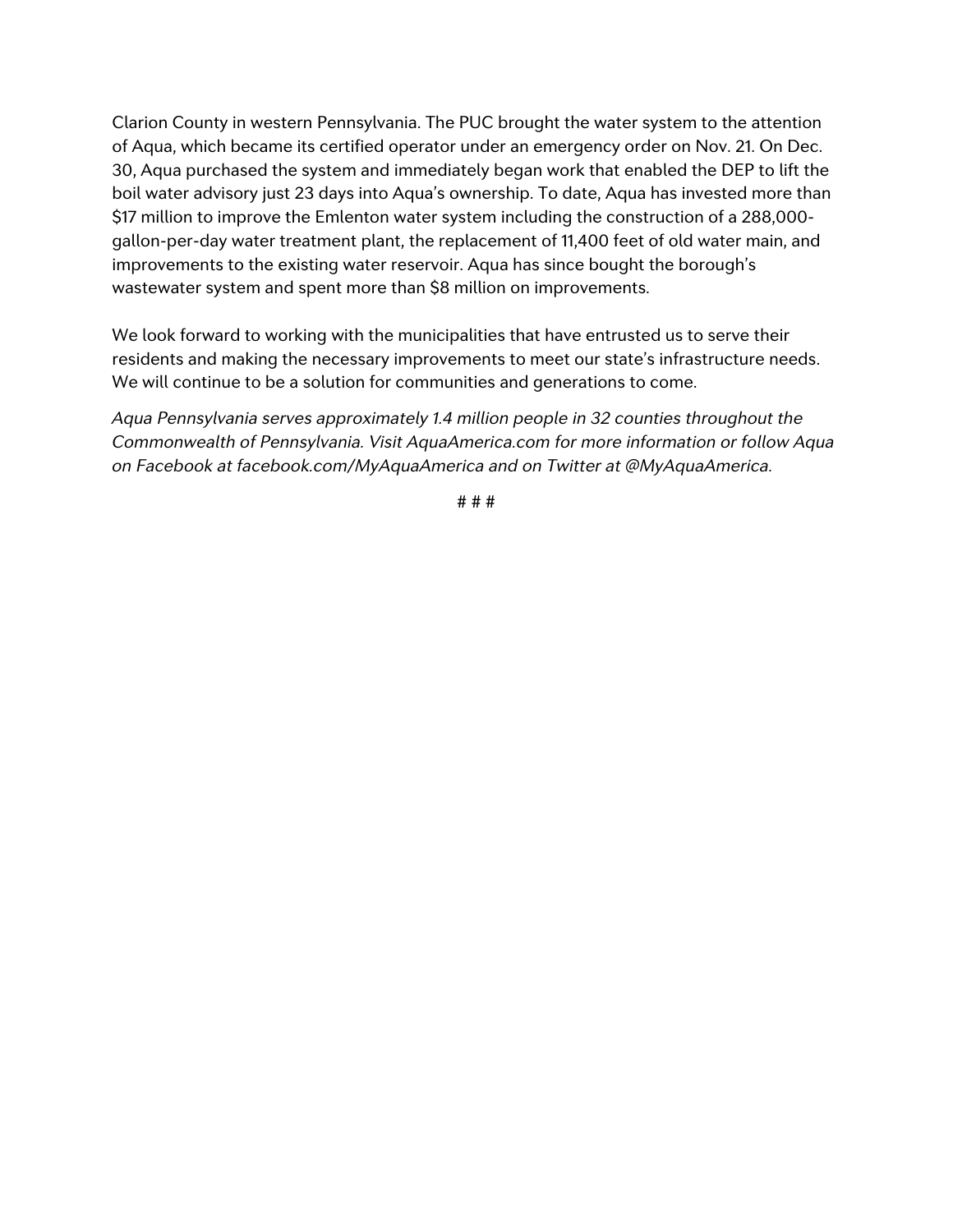Clarion County in western Pennsylvania. The PUC brought the water system to the attention of Aqua, which became its certified operator under an emergency order on Nov. 21. On Dec. 30, Aqua purchased the system and immediately began work that enabled the DEP to lift the boil water advisory just 23 days into Aqua's ownership. To date, Aqua has invested more than $17 million to improve the Emlenton water system including the construction of a 288,000-gallon-per-day water treatment plant, the replacement of 11,400 feet of old water main, and improvements to the existing water reservoir. Aqua has since bought the borough's wastewater system and spent more than $8 million on improvements.

We look forward to working with the municipalities that have entrusted us to serve their residents and making the necessary improvements to meet our state's infrastructure needs. We will continue to be a solution for communities and generations to come.

*Aqua Pennsylvania serves approximately 1.4 million people in 32 counties throughout the Commonwealth of Pennsylvania. Visit AquaAmerica.com for more information or follow Aqua on Facebook at facebook.com/MyAquaAmerica and on Twitter at @MyAquaAmerica.*

# # #